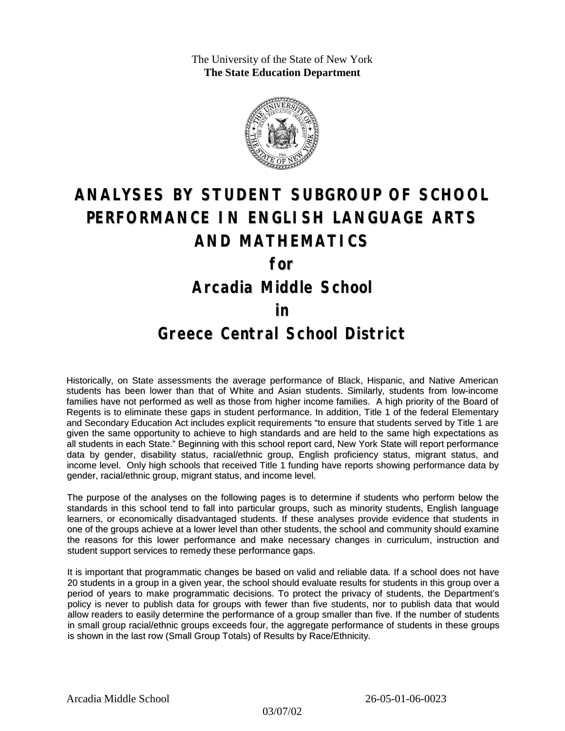The University of the State of New York
**The State Education Department**

# ANALYSES BY STUDENT SUBGROUP OF SCHOOL PERFORMANCE IN ENGLISH LANGUAGE ARTS AND MATHEMATICS

## for

## Arcadia Middle School

## in

## Greece Central School District

Historically, on State assessments the average performance of Black, Hispanic, and Native American students has been lower than that of White and Asian students. Similarly, students from low-income families have not performed as well as those from higher income families. A high priority of the Board of Regents is to eliminate these gaps in student performance. In addition, Title 1 of the federal Elementary and Secondary Education Act includes explicit requirements "to ensure that students served by Title 1 are given the same opportunity to achieve to high standards and are held to the same high expectations as all students in each State." Beginning with this school report card, New York State will report performance data by gender, disability status, racial/ethnic group, English proficiency status, migrant status, and income level. Only high schools that received Title 1 funding have reports showing performance data by gender, racial/ethnic group, migrant status, and income level.

The purpose of the analyses on the following pages is to determine if students who perform below the standards in this school tend to fall into particular groups, such as minority students, English language learners, or economically disadvantaged students. If these analyses provide evidence that students in one of the groups achieve at a lower level than other students, the school and community should examine the reasons for this lower performance and make necessary changes in curriculum, instruction and student support services to remedy these performance gaps.

It is important that programmatic changes be based on valid and reliable data. If a school does not have 20 students in a group in a given year, the school should evaluate results for students in this group over a period of years to make programmatic decisions. To protect the privacy of students, the Department's policy is never to publish data for groups with fewer than five students, nor to publish data that would allow readers to easily determine the performance of a group smaller than five. If the number of students in small group racial/ethnic groups exceeds four, the aggregate performance of students in these groups is shown in the last row (Small Group Totals) of Results by Race/Ethnicity.

Arcadia Middle School 26-05-01-06-0023

03/07/02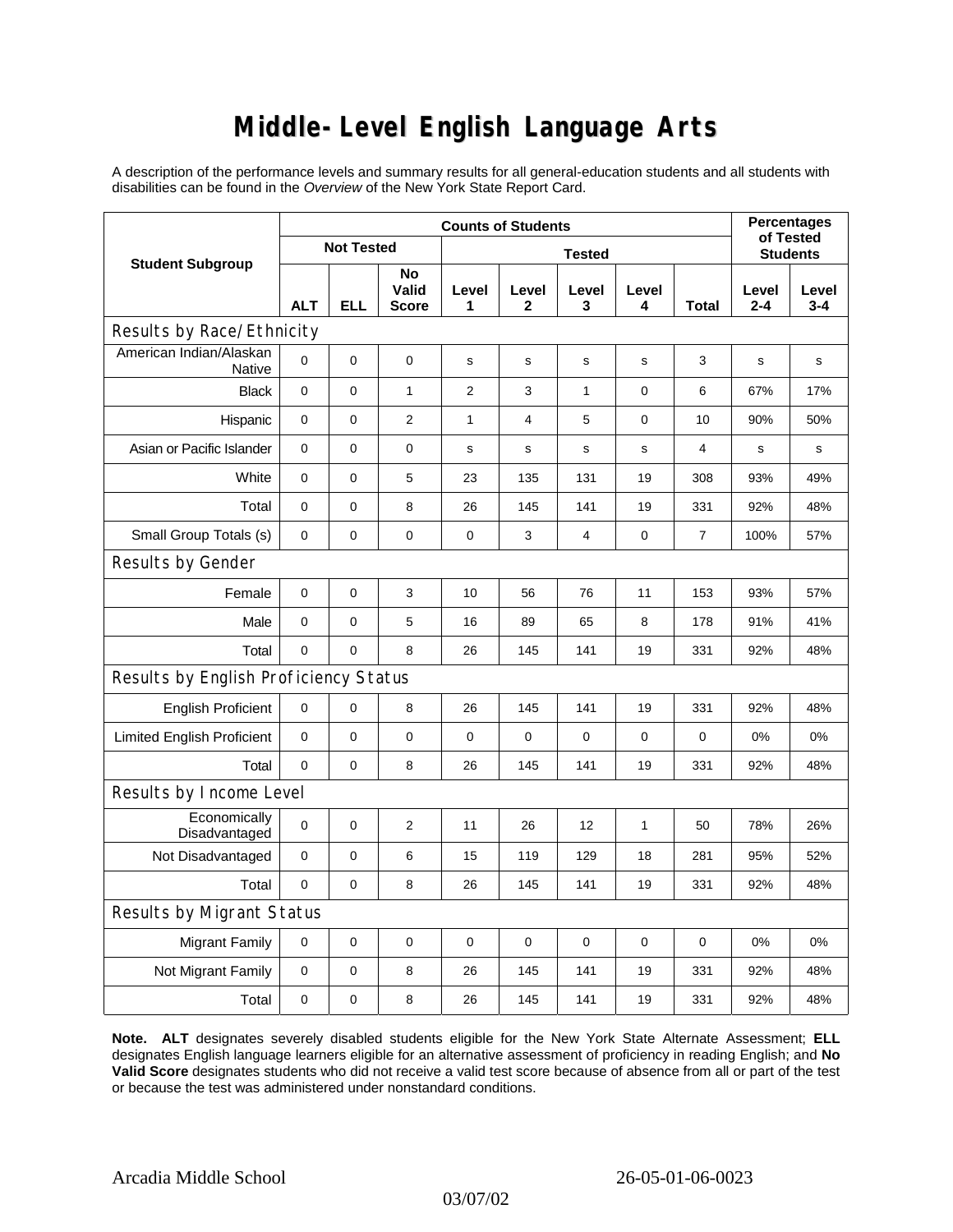# Middle-Level English Language Arts

A description of the performance levels and summary results for all general-education students and all students with disabilities can be found in the *Overview* of the New York State Report Card.

| Student Subgroup | Counts of Students | | | | | | | | Percentages of Tested Students | |
|---|---|---|---|---|---|---|---|---|---|---|
| | Not Tested | | | Tested | | | | | | |
| | ALT | ELL | No Valid Score | Level 1 | Level 2 | Level 3 | Level 4 | Total | Level 2-4 | Level 3-4 |
| **Results by Race/Ethnicity** | | | | | | | | | | |
| American Indian/Alaskan Native | 0 | 0 | 0 | s | s | s | s | 3 | s | s |
| Black | 0 | 0 | 1 | 2 | 3 | 1 | 0 | 6 | 67% | 17% |
| Hispanic | 0 | 0 | 2 | 1 | 4 | 5 | 0 | 10 | 90% | 50% |
| Asian or Pacific Islander | 0 | 0 | 0 | s | s | s | s | 4 | s | s |
| White | 0 | 0 | 5 | 23 | 135 | 131 | 19 | 308 | 93% | 49% |
| Total | 0 | 0 | 8 | 26 | 145 | 141 | 19 | 331 | 92% | 48% |
| Small Group Totals (s) | 0 | 0 | 0 | 0 | 3 | 4 | 0 | 7 | 100% | 57% |
| **Results by Gender** | | | | | | | | | | |
| Female | 0 | 0 | 3 | 10 | 56 | 76 | 11 | 153 | 93% | 57% |
| Male | 0 | 0 | 5 | 16 | 89 | 65 | 8 | 178 | 91% | 41% |
| Total | 0 | 0 | 8 | 26 | 145 | 141 | 19 | 331 | 92% | 48% |
| **Results by English Proficiency Status** | | | | | | | | | | |
| English Proficient | 0 | 0 | 8 | 26 | 145 | 141 | 19 | 331 | 92% | 48% |
| Limited English Proficient | 0 | 0 | 0 | 0 | 0 | 0 | 0 | 0 | 0% | 0% |
| Total | 0 | 0 | 8 | 26 | 145 | 141 | 19 | 331 | 92% | 48% |
| **Results by Income Level** | | | | | | | | | | |
| Economically Disadvantaged | 0 | 0 | 2 | 11 | 26 | 12 | 1 | 50 | 78% | 26% |
| Not Disadvantaged | 0 | 0 | 6 | 15 | 119 | 129 | 18 | 281 | 95% | 52% |
| Total | 0 | 0 | 8 | 26 | 145 | 141 | 19 | 331 | 92% | 48% |
| **Results by Migrant Status** | | | | | | | | | | |
| Migrant Family | 0 | 0 | 0 | 0 | 0 | 0 | 0 | 0 | 0% | 0% |
| Not Migrant Family | 0 | 0 | 8 | 26 | 145 | 141 | 19 | 331 | 92% | 48% |
| Total | 0 | 0 | 8 | 26 | 145 | 141 | 19 | 331 | 92% | 48% |

**Note. ALT** designates severely disabled students eligible for the New York State Alternate Assessment; **ELL** designates English language learners eligible for an alternative assessment of proficiency in reading English; and **No Valid Score** designates students who did not receive a valid test score because of absence from all or part of the test or because the test was administered under nonstandard conditions.

Arcadia Middle School 26-05-01-06-0023

03/07/02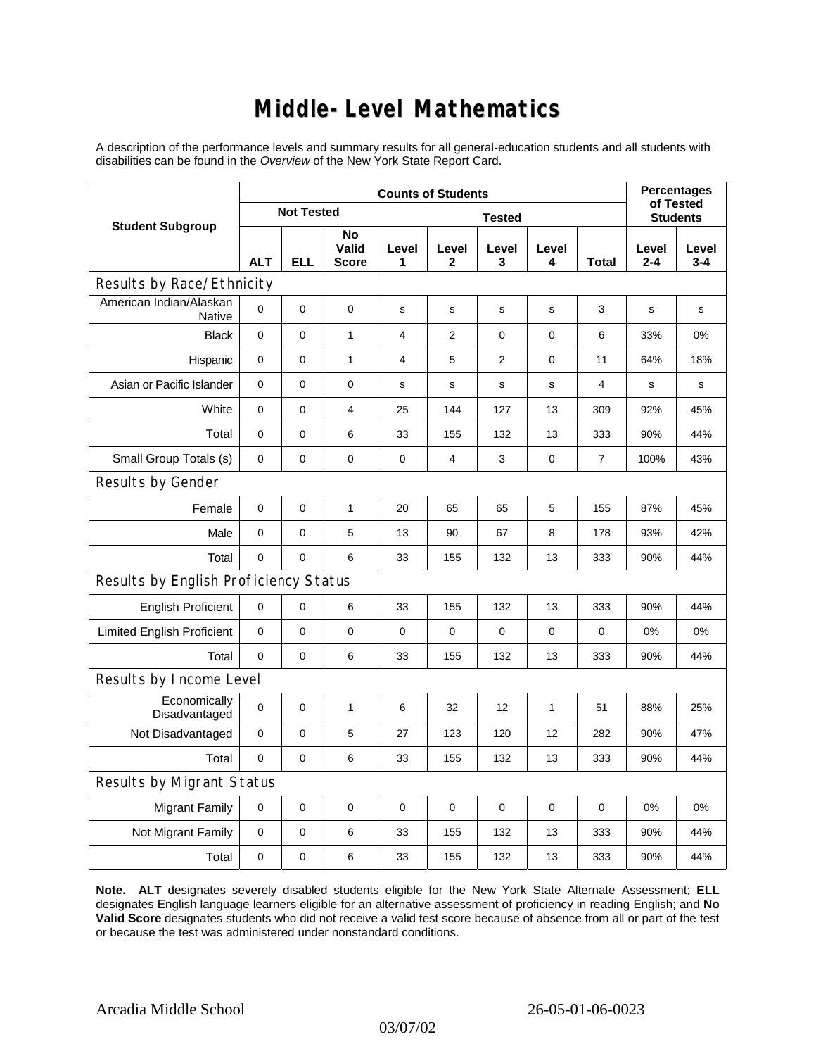# Middle-Level Mathematics

A description of the performance levels and summary results for all general-education students and all students with disabilities can be found in the *Overview* of the New York State Report Card.

| Student Subgroup | Counts of Students | | | | | | | | Percentages of Tested Students | |
|---|---|---|---|---|---|---|---|---|---|---|
| | Not Tested | | | Tested | | | | | | |
| | ALT | ELL | No Valid Score | Level 1 | Level 2 | Level 3 | Level 4 | Total | Level 2-4 | Level 3-4 |
| **Results by Race/Ethnicity** | | | | | | | | | | |
| American Indian/Alaskan Native | 0 | 0 | 0 | s | s | s | s | 3 | s | s |
| Black | 0 | 0 | 1 | 4 | 2 | 0 | 0 | 6 | 33% | 0% |
| Hispanic | 0 | 0 | 1 | 4 | 5 | 2 | 0 | 11 | 64% | 18% |
| Asian or Pacific Islander | 0 | 0 | 0 | s | s | s | s | 4 | s | s |
| White | 0 | 0 | 4 | 25 | 144 | 127 | 13 | 309 | 92% | 45% |
| Total | 0 | 0 | 6 | 33 | 155 | 132 | 13 | 333 | 90% | 44% |
| Small Group Totals (s) | 0 | 0 | 0 | 0 | 4 | 3 | 0 | 7 | 100% | 43% |
| **Results by Gender** | | | | | | | | | | |
| Female | 0 | 0 | 1 | 20 | 65 | 65 | 5 | 155 | 87% | 45% |
| Male | 0 | 0 | 5 | 13 | 90 | 67 | 8 | 178 | 93% | 42% |
| Total | 0 | 0 | 6 | 33 | 155 | 132 | 13 | 333 | 90% | 44% |
| **Results by English Proficiency Status** | | | | | | | | | | |
| English Proficient | 0 | 0 | 6 | 33 | 155 | 132 | 13 | 333 | 90% | 44% |
| Limited English Proficient | 0 | 0 | 0 | 0 | 0 | 0 | 0 | 0 | 0% | 0% |
| Total | 0 | 0 | 6 | 33 | 155 | 132 | 13 | 333 | 90% | 44% |
| **Results by Income Level** | | | | | | | | | | |
| Economically Disadvantaged | 0 | 0 | 1 | 6 | 32 | 12 | 1 | 51 | 88% | 25% |
| Not Disadvantaged | 0 | 0 | 5 | 27 | 123 | 120 | 12 | 282 | 90% | 47% |
| Total | 0 | 0 | 6 | 33 | 155 | 132 | 13 | 333 | 90% | 44% |
| **Results by Migrant Status** | | | | | | | | | | |
| Migrant Family | 0 | 0 | 0 | 0 | 0 | 0 | 0 | 0 | 0% | 0% |
| Not Migrant Family | 0 | 0 | 6 | 33 | 155 | 132 | 13 | 333 | 90% | 44% |
| Total | 0 | 0 | 6 | 33 | 155 | 132 | 13 | 333 | 90% | 44% |

**Note. ALT** designates severely disabled students eligible for the New York State Alternate Assessment; **ELL** designates English language learners eligible for an alternative assessment of proficiency in reading English; and **No Valid Score** designates students who did not receive a valid test score because of absence from all or part of the test or because the test was administered under nonstandard conditions.

Arcadia Middle School 26-05-01-06-0023

03/07/02